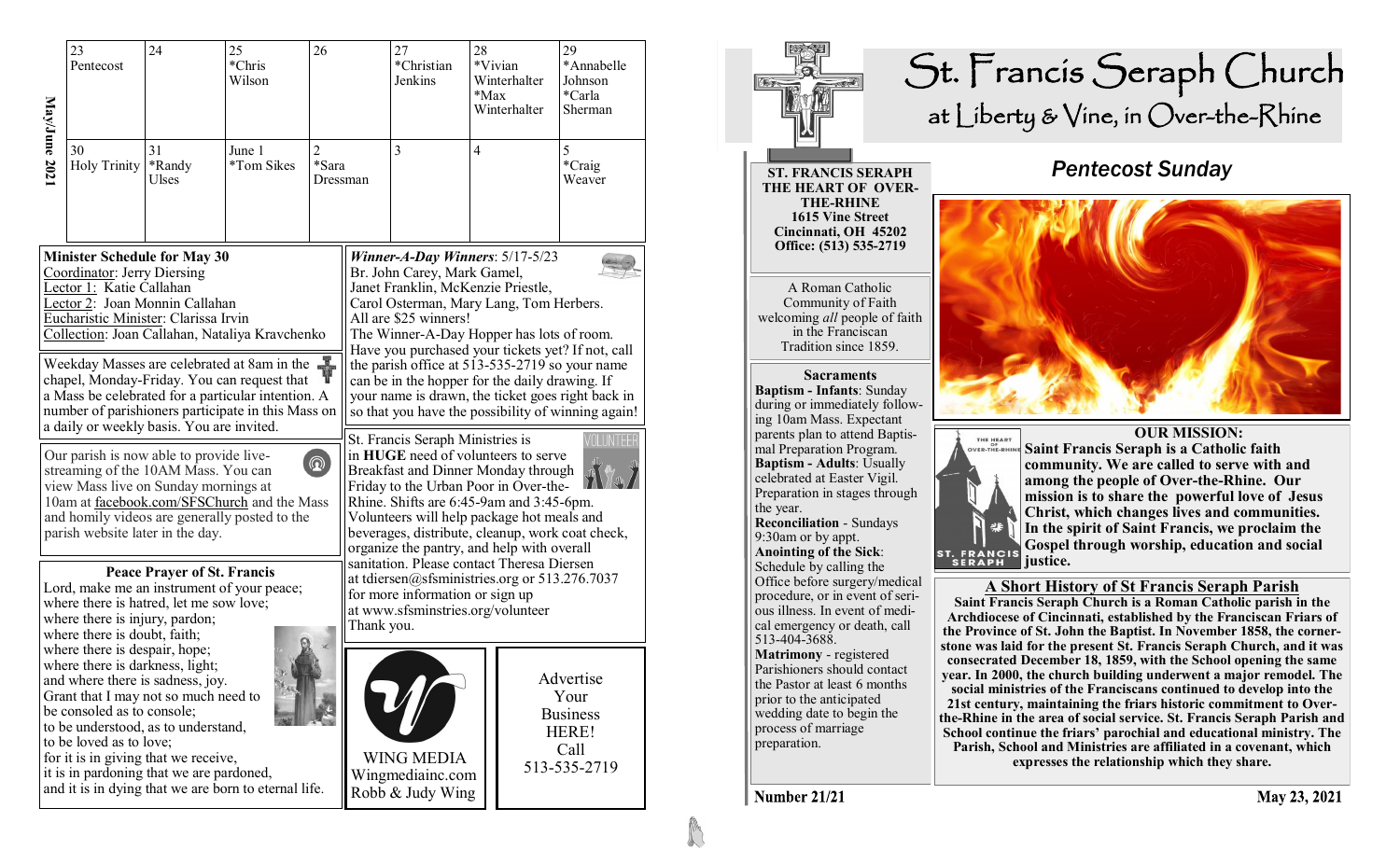# St. Francis Seraph Church

## at Liberty & Vine, in Over-the-Rhine

**ST. FRANCIS SERAPH THE HEART OF OVER-THE-RHINE**
**1615 Vine Street**
**Cincinnati, OH 45202**
**Office: (513) 535-2719**

A Roman Catholic Community of Faith welcoming *all* people of faith in the Franciscan Tradition since 1859.

**Sacraments**

**Baptism - Infants**: Sunday during or immediately following 10am Mass. Expectant parents plan to attend Baptismal Preparation Program.

**Baptism - Adults**: Usually celebrated at Easter Vigil. Preparation in stages through the year.

**Reconciliation** - Sundays 9:30am or by appt.

**Anointing of the Sick**: Schedule by calling the Office before surgery/medical procedure, or in event of serious illness. In event of medical emergency or death, call 513-404-3688.

**Matrimony** - registered Parishioners should contact the Pastor at least 6 months prior to the anticipated wedding date to begin the process of marriage preparation.

## *Pentecost Sunday*

**OUR MISSION:**

**Saint Francis Seraph is a Catholic faith community. We are called to serve with and among the people of Over-the-Rhine. Our mission is to share the powerful love of Jesus Christ, which changes lives and communities. In the spirit of Saint Francis, we proclaim the Gospel through worship, education and social justice.**

### A Short History of St Francis Seraph Parish

**Saint Francis Seraph Church is a Roman Catholic parish in the Archdiocese of Cincinnati, established by the Franciscan Friars of the Province of St. John the Baptist. In November 1858, the cornerstone was laid for the present St. Francis Seraph Church, and it was consecrated December 18, 1859, with the School opening the same year. In 2000, the church building underwent a major remodel. The social ministries of the Franciscans continued to develop into the 21st century, maintaining the friars historic commitment to Over-the-Rhine in the area of social service. St. Francis Seraph Parish and School continue the friars' parochial and educational ministry. The Parish, School and Ministries are affiliated in a covenant, which expresses the relationship which they share.**

**Number 21/21** — **May 23, 2021**

---

**May/June 2021**

| | | | | | | |
|---|---|---|---|---|---|---|
| 23 Pentecost | 24 | 25 *Chris Wilson | 26 | 27 *Christian Jenkins | 28 *Vivian Winterhalter *Max Winterhalter | 29 *Annabelle Johnson *Carla Sherman |
| 30 Holy Trinity | 31 *Randy Ulses | June 1 *Tom Sikes | 2 *Sara Dressman | 3 | 4 | 5 *Craig Weaver |

**Minister Schedule for May 30**
Coordinator: Jerry Diersing
Lector 1: Katie Callahan
Lector 2: Joan Monnin Callahan
Eucharistic Minister: Clarissa Irvin
Collection: Joan Callahan, Nataliya Kravchenko

Weekday Masses are celebrated at 8am in the chapel, Monday-Friday. You can request that a Mass be celebrated for a particular intention. A number of parishioners participate in this Mass on a daily or weekly basis. You are invited.

Our parish is now able to provide live-streaming of the 10AM Mass. You can view Mass live on Sunday mornings at 10am at facebook.com/SFSChurch and the Mass and homily videos are generally posted to the parish website later in the day.

**Peace Prayer of St. Francis**

Lord, make me an instrument of your peace;
where there is hatred, let me sow love;
where there is injury, pardon;
where there is doubt, faith;
where there is despair, hope;
where there is darkness, light;
and where there is sadness, joy.
Grant that I may not so much need to be consoled as to console;
to be understood, as to understand,
to be loved as to love;
for it is in giving that we receive,
it is in pardoning that we are pardoned,
and it is in dying that we are born to eternal life.

***Winner-A-Day Winners***: 5/17-5/23
Br. John Carey, Mark Gamel,
Janet Franklin, McKenzie Priestle,
Carol Osterman, Mary Lang, Tom Herbers.
All are $25 winners!
The Winner-A-Day Hopper has lots of room. Have you purchased your tickets yet? If not, call the parish office at 513-535-2719 so your name can be in the hopper for the daily drawing. If your name is drawn, the ticket goes right back in so that you have the possibility of winning again!

St. Francis Seraph Ministries is in **HUGE** need of volunteers to serve Breakfast and Dinner Monday through Friday to the Urban Poor in Over-the-Rhine. Shifts are 6:45-9am and 3:45-6pm. Volunteers will help package hot meals and beverages, distribute, cleanup, work coat check, organize the pantry, and help with overall sanitation. Please contact Theresa Diersen at tdiersen@sfsministries.org or 513.276.7037 for more information or sign up at www.sfsminstries.org/volunteer
Thank you.

WING MEDIA
Wingmediainc.com
Robb & Judy Wing

Advertise Your Business HERE!
Call 513-535-2719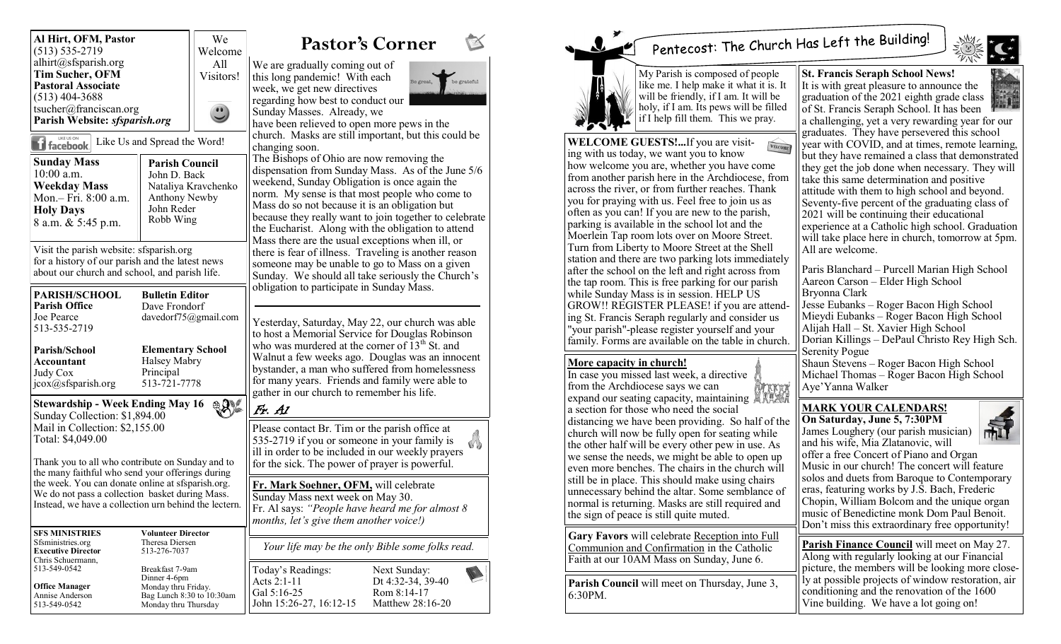**Al Hirt, OFM, Pastor**
(513) 535-2719
alhirt@sfsparish.org
**Tim Sucher, OFM**
**Pastoral Associate**
(513) 404-3688
tsucher@franciscan.org
**Parish Website:** ***sfsparish.org***

We Welcome All Visitors!

Like Us and Spread the Word!

**Sunday Mass**
10:00 a.m.
**Weekday Mass**
Mon.– Fri. 8:00 a.m.
**Holy Days**
8 a.m. & 5:45 p.m.

**Parish Council**
John D. Back
Nataliya Kravchenko
Anthony Newby
John Reder
Robb Wing

Visit the parish website: sfsparish.org for a history of our parish and the latest news about our church and school, and parish life.

**PARISH/SCHOOL**
**Parish Office**
Joe Pearce
513-535-2719

**Bulletin Editor**
Dave Frondorf
davedorf75@gmail.com

**Parish/School Accountant**
Judy Cox
jcox@sfsparish.org

**Elementary School**
Halsey Mabry
Principal
513-721-7778

**Stewardship - Week Ending May 16**
Sunday Collection: $1,894.00
Mail in Collection: $2,155.00
Total: $4,049.00

Thank you to all who contribute on Sunday and to the many faithful who send your offerings during the week. You can donate online at sfsparish.org. We do not pass a collection basket during Mass. Instead, we have a collection urn behind the lectern.

**SFS MINISTRIES**
Sfsministries.org
**Executive Director**
Chris Schuermann,
513-549-0542

**Office Manager**
Annise Anderson
513-549-0542

**Volunteer Director**
Theresa Diersen
513-276-7037

Breakfast 7-9am
Dinner 4-6pm
Monday thru Friday.
Bag Lunch 8:30 to 10:30am
Monday thru Thursday

# Pastor's Corner

We are gradually coming out of this long pandemic! With each week, we get new directives regarding how best to conduct our Sunday Masses. Already, we have been relieved to open more pews in the church. Masks are still important, but this could be changing soon.

The Bishops of Ohio are now removing the dispensation from Sunday Mass. As of the June 5/6 weekend, Sunday Obligation is once again the norm. My sense is that most people who come to Mass do so not because it is an obligation but because they really want to join together to celebrate the Eucharist. Along with the obligation to attend Mass there are the usual exceptions when ill, or there is fear of illness. Traveling is another reason someone may be unable to go to Mass on a given Sunday. We should all take seriously the Church's obligation to participate in Sunday Mass.

---

Yesterday, Saturday, May 22, our church was able to host a Memorial Service for Douglas Robinson who was murdered at the corner of 13th St. and Walnut a few weeks ago. Douglas was an innocent bystander, a man who suffered from homelessness for many years. Friends and family were able to gather in our church to remember his life.

*Fr. Al*

Please contact Br. Tim or the parish office at 535-2719 if you or someone in your family is ill in order to be included in our weekly prayers for the sick. The power of prayer is powerful.

**Fr. Mark Soehner, OFM,** will celebrate Sunday Mass next week on May 30.
Fr. Al says: *"People have heard me for almost 8 months, let's give them another voice!)*

*Your life may be the only Bible some folks read.*

| Today's Readings: | Next Sunday: |
|---|---|
| Acts 2:1-11 | Dt 4:32-34, 39-40 |
| Gal 5:16-25 | Rom 8:14-17 |
| John 15:26-27, 16:12-15 | Matthew 28:16-20 |

## Pentecost: The Church Has Left the Building!

My Parish is composed of people like me. I help make it what it is. It will be friendly, if I am. It will be holy, if I am. Its pews will be filled if I help fill them. This we pray.

**WELCOME GUESTS!...**If you are visiting with us today, we want you to know how welcome you are, whether you have come from another parish here in the Archdiocese, from across the river, or from further reaches. Thank you for praying with us. Feel free to join us as often as you can! If you are new to the parish, parking is available in the school lot and the Moerlein Tap room lots over on Moore Street. Turn from Liberty to Moore Street at the Shell station and there are two parking lots immediately after the school on the left and right across from the tap room. This is free parking for our parish while Sunday Mass is in session. HELP US GROW!! REGISTER PLEASE! if you are attending St. Francis Seraph regularly and consider us "your parish"-please register yourself and your family. Forms are available on the table in church.

**More capacity in church!**
In case you missed last week, a directive from the Archdiocese says we can expand our seating capacity, maintaining a section for those who need the social distancing we have been providing. So half of the church will now be fully open for seating while the other half will be every other pew in use. As we sense the needs, we might be able to open up even more benches. The chairs in the church will still be in place. This should make using chairs unnecessary behind the altar. Some semblance of normal is returning. Masks are still required and the sign of peace is still quite muted.

**Gary Favors** will celebrate Reception into Full Communion and Confirmation in the Catholic Faith at our 10AM Mass on Sunday, June 6.

**Parish Council** will meet on Thursday, June 3, 6:30PM.

**St. Francis Seraph School News!**
It is with great pleasure to announce the graduation of the 2021 eighth grade class of St. Francis Seraph School. It has been a challenging, yet a very rewarding year for our graduates. They have persevered this school year with COVID, and at times, remote learning, but they have remained a class that demonstrated they get the job done when necessary. They will take this same determination and positive attitude with them to high school and beyond. Seventy-five percent of the graduating class of 2021 will be continuing their educational experience at a Catholic high school. Graduation will take place here in church, tomorrow at 5pm. All are welcome.

Paris Blanchard – Purcell Marian High School
Aareon Carson – Elder High School
Bryonna Clark
Jesse Eubanks – Roger Bacon High School
Mieydi Eubanks – Roger Bacon High School
Alijah Hall – St. Xavier High School
Dorian Killings – DePaul Christo Rey High Sch.
Serenity Pogue
Shaun Stevens – Roger Bacon High School
Michael Thomas – Roger Bacon High School
Aye'Yanna Walker

**MARK YOUR CALENDARS!**
**On Saturday, June 5, 7:30PM**
James Loughery (our parish musician) and his wife, Mia Zlatanovic, will offer a free Concert of Piano and Organ Music in our church! The concert will feature solos and duets from Baroque to Contemporary eras, featuring works by J.S. Bach, Frederic Chopin, William Bolcom and the unique organ music of Benedictine monk Dom Paul Benoit. Don't miss this extraordinary free opportunity!

**Parish Finance Council** will meet on May 27. Along with regularly looking at our Financial picture, the members will be looking more closely at possible projects of window restoration, air conditioning and the renovation of the 1600 Vine building. We have a lot going on!